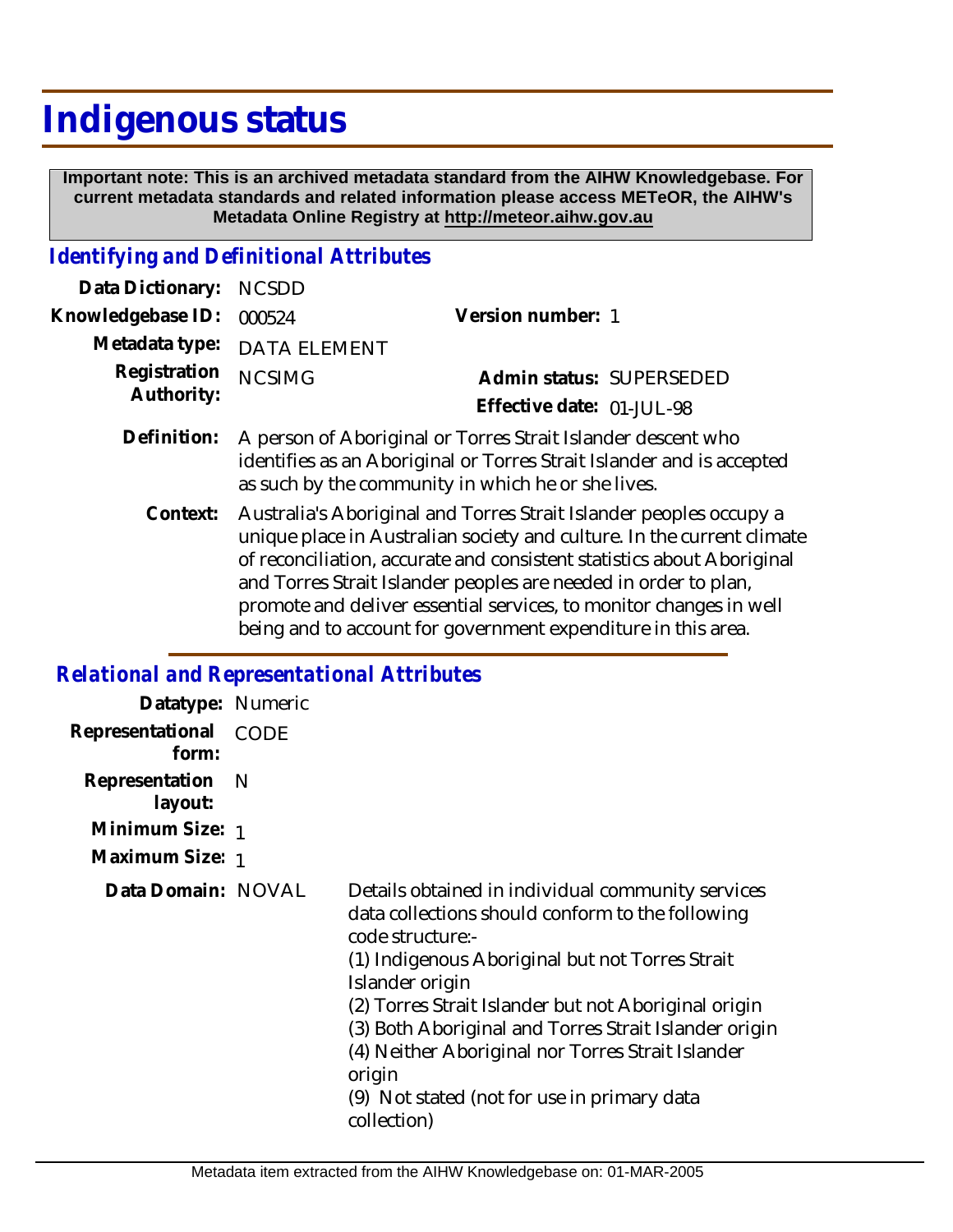# Indigenous status

**Important note: This is an archived metadata standard from the AIHW Knowledgebase. For current metadata standards and related information please access METeOR, the AIHW's Metadata Online Registry at http://meteor.aihw.gov.au**

## *Identifying and Definitional Attributes*

**Data Dictionary:** NCSDD

**Knowledgebase ID:** 000524 **Version number:** 1

**Metadata type:** DATA ELEMENT

**Registration Authority:** NCSIMG **Admin status:** SUPERSEDED

**Effective date:** 01-JUL-98

**Definition:** A person of Aboriginal or Torres Strait Islander descent who identifies as an Aboriginal or Torres Strait Islander and is accepted as such by the community in which he or she lives.

**Context:** Australia's Aboriginal and Torres Strait Islander peoples occupy a unique place in Australian society and culture. In the current climate of reconciliation, accurate and consistent statistics about Aboriginal and Torres Strait Islander peoples are needed in order to plan, promote and deliver essential services, to monitor changes in well being and to account for government expenditure in this area.

## *Relational and Representational Attributes*

**Datatype:** Numeric

**Representational form:** CODE

**Representation layout:** N

**Minimum Size:** 1

**Maximum Size:** 1

**Data Domain:** NOVAL

Details obtained in individual community services data collections should conform to the following code structure:-

(1) Indigenous Aboriginal but not Torres Strait Islander origin
(2) Torres Strait Islander but not Aboriginal origin
(3) Both Aboriginal and Torres Strait Islander origin
(4) Neither Aboriginal nor Torres Strait Islander origin
(9) Not stated (not for use in primary data collection)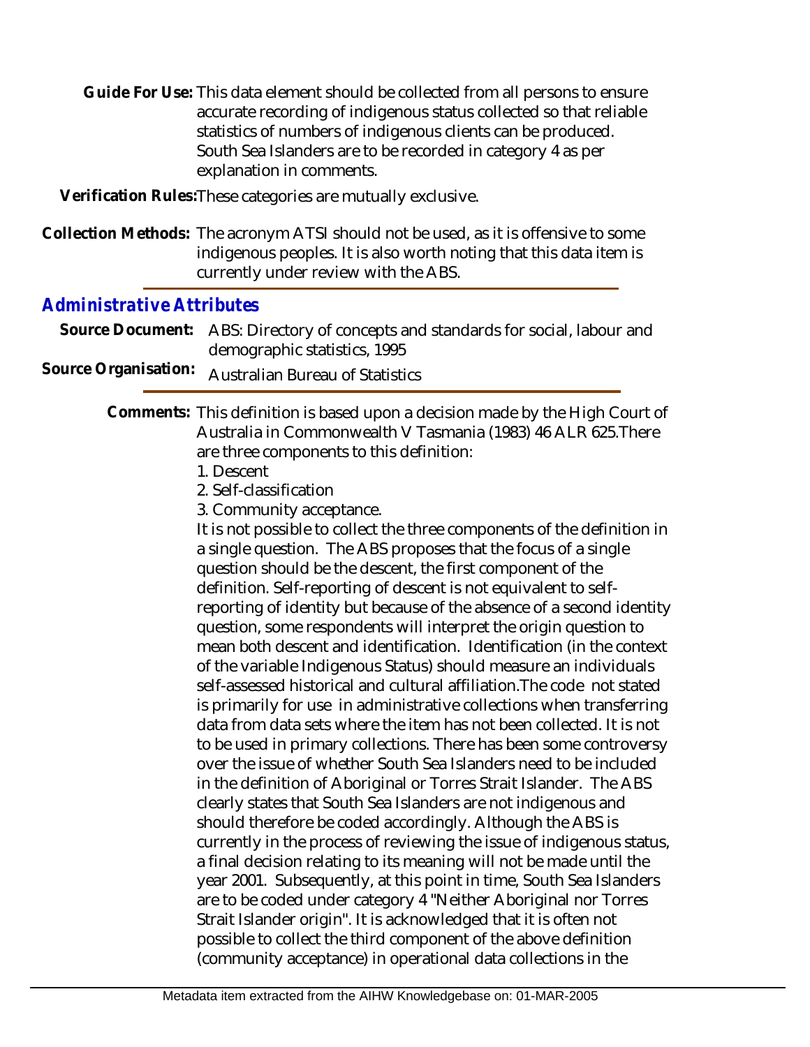**Guide For Use:** This data element should be collected from all persons to ensure accurate recording of indigenous status collected so that reliable statistics of numbers of indigenous clients can be produced. South Sea Islanders are to be recorded in category 4 as per explanation in comments.

**Verification Rules:** These categories are mutually exclusive.

**Collection Methods:** The acronym ATSI should not be used, as it is offensive to some indigenous peoples. It is also worth noting that this data item is currently under review with the ABS.

## Administrative Attributes

**Source Document:** ABS: Directory of concepts and standards for social, labour and demographic statistics, 1995

**Source Organisation:** Australian Bureau of Statistics

**Comments:** This definition is based upon a decision made by the High Court of Australia in Commonwealth V Tasmania (1983) 46 ALR 625.There are three components to this definition:

1. Descent
2. Self-classification
3. Community acceptance.

It is not possible to collect the three components of the definition in a single question. The ABS proposes that the focus of a single question should be the descent, the first component of the definition. Self-reporting of descent is not equivalent to self-reporting of identity but because of the absence of a second identity question, some respondents will interpret the origin question to mean both descent and identification. Identification (in the context of the variable Indigenous Status) should measure an individuals self-assessed historical and cultural affiliation.The code not stated is primarily for use in administrative collections when transferring data from data sets where the item has not been collected. It is not to be used in primary collections. There has been some controversy over the issue of whether South Sea Islanders need to be included in the definition of Aboriginal or Torres Strait Islander. The ABS clearly states that South Sea Islanders are not indigenous and should therefore be coded accordingly. Although the ABS is currently in the process of reviewing the issue of indigenous status, a final decision relating to its meaning will not be made until the year 2001. Subsequently, at this point in time, South Sea Islanders are to be coded under category 4 "Neither Aboriginal nor Torres Strait Islander origin". It is acknowledged that it is often not possible to collect the third component of the above definition (community acceptance) in operational data collections in the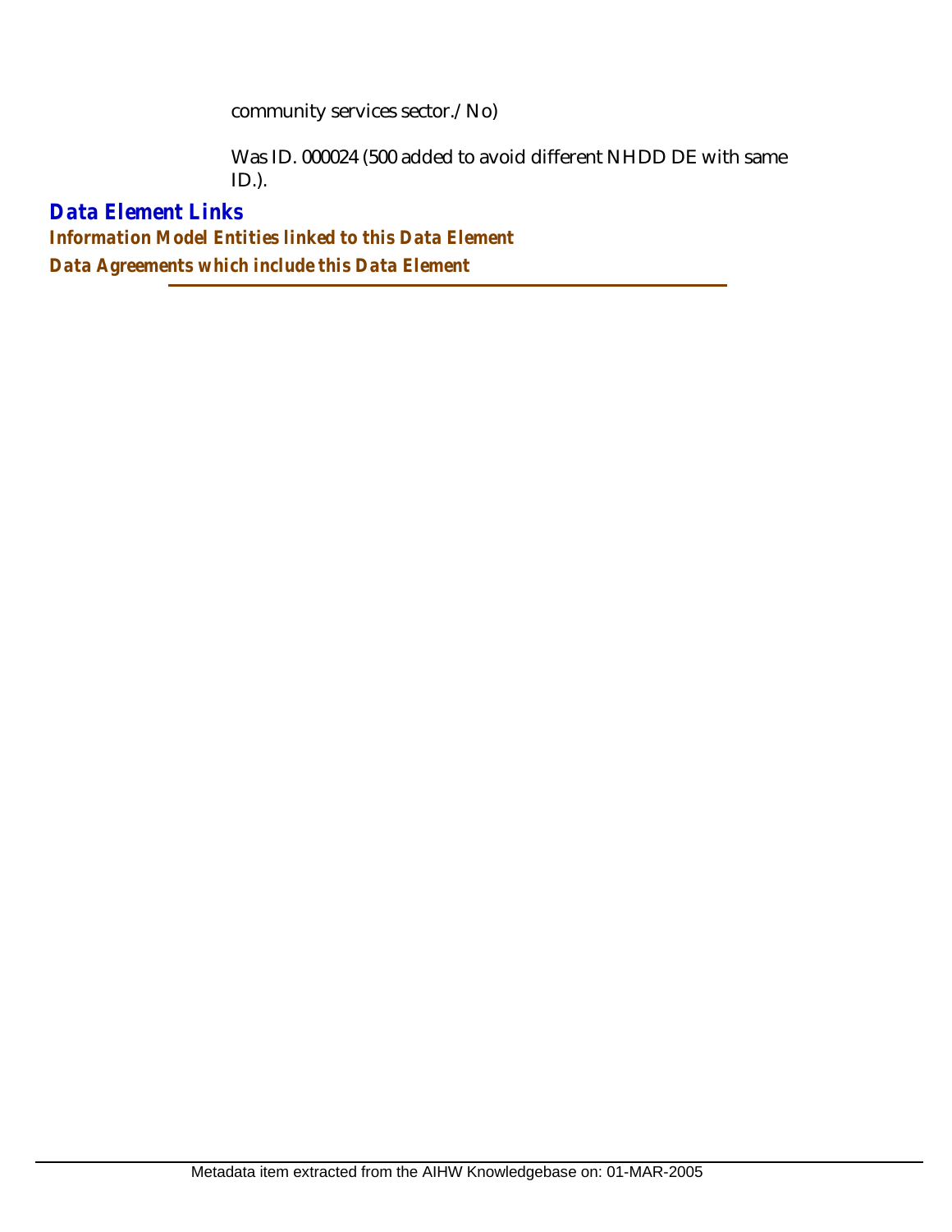community services sector./ No)

Was ID. 000024 (500 added to avoid different NHDD DE with same ID.).

## Data Element Links

### *Information Model Entities linked to this Data Element*

### *Data Agreements which include this Data Element*

---

Metadata item extracted from the AIHW Knowledgebase on: 01-MAR-2005